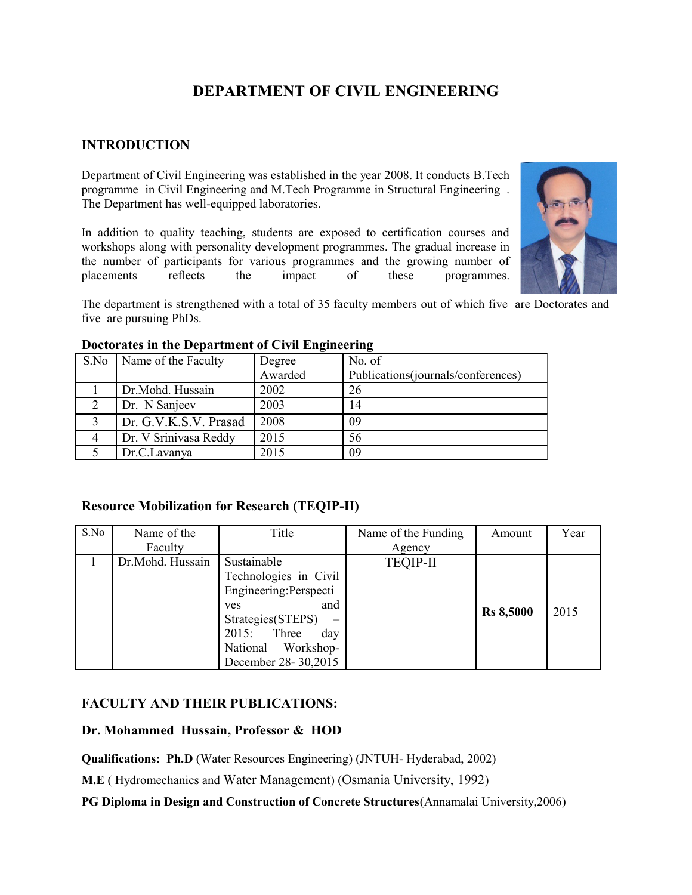# DEPARTMENT OF CIVIL ENGINEERING

## INTRODUCTION

Department of Civil Engineering was established in the year 2008. It conducts B.Tech programme in Civil Engineering and M.Tech Programme in Structural Engineering . The Department has well-equipped laboratories.

In addition to quality teaching, students are exposed to certification courses and workshops along with personality development programmes. The gradual increase in the number of participants for various programmes and the growing number of placements reflects the impact of these programmes.

The department is strengthened with a total of 35 faculty members out of which five are Doctorates and five are pursuing PhDs.

**Doctorates in the Department of Civil Engineering**

| S.No | Name of the Faculty | Degree Awarded | No. of Publications(journals/conferences) |
|---|---|---|---|
| 1 | Dr.Mohd. Hussain | 2002 | 26 |
| 2 | Dr. N Sanjeev | 2003 | 14 |
| 3 | Dr. G.V.K.S.V. Prasad | 2008 | 09 |
| 4 | Dr. V Srinivasa Reddy | 2015 | 56 |
| 5 | Dr.C.Lavanya | 2015 | 09 |

**Resource Mobilization for Research (TEQIP-II)**

| S.No | Name of the Faculty | Title | Name of the Funding Agency | Amount | Year |
|---|---|---|---|---|---|
| 1 | Dr.Mohd. Hussain | Sustainable Technologies in Civil Engineering:Perspectives and Strategies(STEPS) – 2015: Three day National Workshop- December 28- 30,2015 | TEQIP-II | **Rs 8,5000** | 2015 |

## FACULTY AND THEIR PUBLICATIONS:

### Dr. Mohammed Hussain, Professor & HOD

**Qualifications: Ph.D** (Water Resources Engineering) (JNTUH- Hyderabad, 2002)

**M.E** ( Hydromechanics and Water Management) (Osmania University, 1992)

**PG Diploma in Design and Construction of Concrete Structures**(Annamalai University,2006)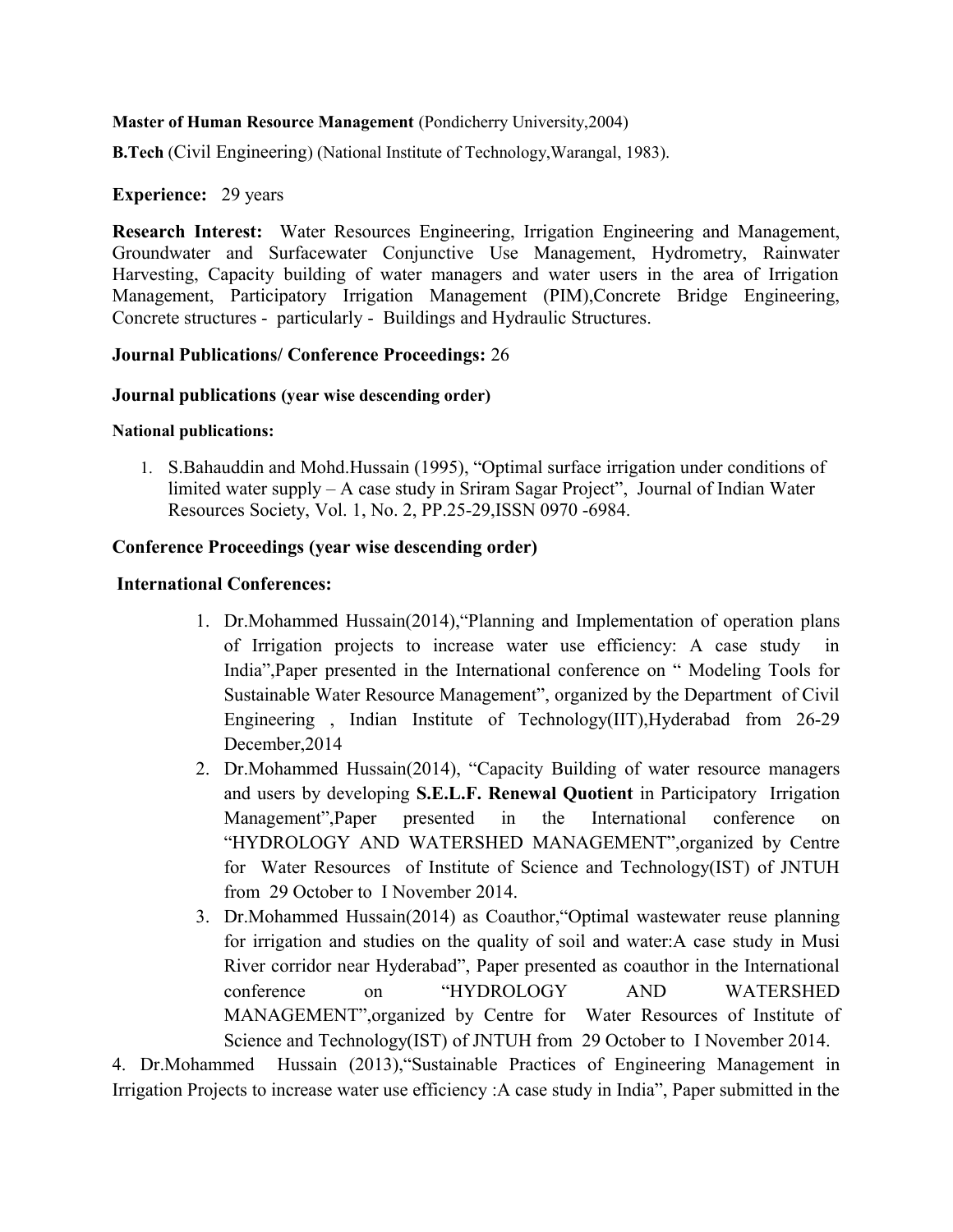**Master of Human Resource Management** (Pondicherry University,2004)

**B.Tech** (Civil Engineering) (National Institute of Technology,Warangal, 1983).

**Experience:** 29 years

**Research Interest:** Water Resources Engineering, Irrigation Engineering and Management, Groundwater and Surfacewater Conjunctive Use Management, Hydrometry, Rainwater Harvesting, Capacity building of water managers and water users in the area of Irrigation Management, Participatory Irrigation Management (PIM),Concrete Bridge Engineering, Concrete structures - particularly - Buildings and Hydraulic Structures.

**Journal Publications/ Conference Proceedings:** 26

**Journal publications (year wise descending order)**

**National publications:**

1. S.Bahauddin and Mohd.Hussain (1995), "Optimal surface irrigation under conditions of limited water supply – A case study in Sriram Sagar Project", Journal of Indian Water Resources Society, Vol. 1, No. 2, PP.25-29,ISSN 0970 -6984.

**Conference Proceedings (year wise descending order)**

**International Conferences:**

1. Dr.Mohammed Hussain(2014),"Planning and Implementation of operation plans of Irrigation projects to increase water use efficiency: A case study in India",Paper presented in the International conference on " Modeling Tools for Sustainable Water Resource Management", organized by the Department of Civil Engineering , Indian Institute of Technology(IIT),Hyderabad from 26-29 December,2014
2. Dr.Mohammed Hussain(2014), "Capacity Building of water resource managers and users by developing **S.E.L.F. Renewal Quotient** in Participatory Irrigation Management",Paper presented in the International conference on "HYDROLOGY AND WATERSHED MANAGEMENT",organized by Centre for Water Resources of Institute of Science and Technology(IST) of JNTUH from 29 October to I November 2014.
3. Dr.Mohammed Hussain(2014) as Coauthor,"Optimal wastewater reuse planning for irrigation and studies on the quality of soil and water:A case study in Musi River corridor near Hyderabad", Paper presented as coauthor in the International conference on "HYDROLOGY AND WATERSHED MANAGEMENT",organized by Centre for Water Resources of Institute of Science and Technology(IST) of JNTUH from 29 October to I November 2014.
4. Dr.Mohammed Hussain (2013),"Sustainable Practices of Engineering Management in Irrigation Projects to increase water use efficiency :A case study in India", Paper submitted in the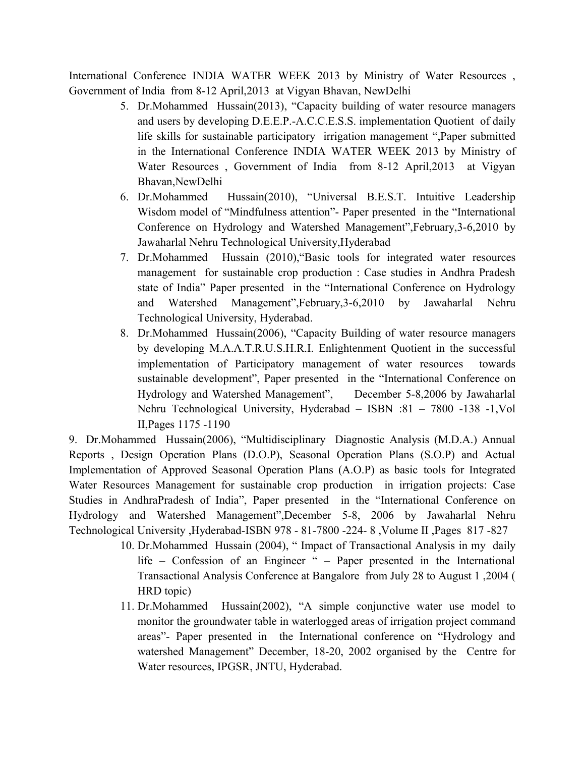International Conference INDIA WATER WEEK 2013 by Ministry of Water Resources , Government of India from 8-12 April,2013 at Vigyan Bhavan, NewDelhi

5. Dr.Mohammed Hussain(2013), "Capacity building of water resource managers and users by developing D.E.E.P.-A.C.C.E.S.S. implementation Quotient of daily life skills for sustainable participatory irrigation management ",Paper submitted in the International Conference INDIA WATER WEEK 2013 by Ministry of Water Resources , Government of India from 8-12 April,2013 at Vigyan Bhavan,NewDelhi
6. Dr.Mohammed Hussain(2010), "Universal B.E.S.T. Intuitive Leadership Wisdom model of "Mindfulness attention"- Paper presented in the "International Conference on Hydrology and Watershed Management",February,3-6,2010 by Jawaharlal Nehru Technological University,Hyderabad
7. Dr.Mohammed Hussain (2010),"Basic tools for integrated water resources management for sustainable crop production : Case studies in Andhra Pradesh state of India" Paper presented in the "International Conference on Hydrology and Watershed Management",February,3-6,2010 by Jawaharlal Nehru Technological University, Hyderabad.
8. Dr.Mohammed Hussain(2006), "Capacity Building of water resource managers by developing M.A.A.T.R.U.S.H.R.I. Enlightenment Quotient in the successful implementation of Participatory management of water resources towards sustainable development", Paper presented in the "International Conference on Hydrology and Watershed Management", December 5-8,2006 by Jawaharlal Nehru Technological University, Hyderabad – ISBN :81 – 7800 -138 -1,Vol II,Pages 1175 -1190

9. Dr.Mohammed Hussain(2006), "Multidisciplinary Diagnostic Analysis (M.D.A.) Annual Reports , Design Operation Plans (D.O.P), Seasonal Operation Plans (S.O.P) and Actual Implementation of Approved Seasonal Operation Plans (A.O.P) as basic tools for Integrated Water Resources Management for sustainable crop production in irrigation projects: Case Studies in AndhraPradesh of India", Paper presented in the "International Conference on Hydrology and Watershed Management",December 5-8, 2006 by Jawaharlal Nehru Technological University ,Hyderabad-ISBN 978 - 81-7800 -224- 8 ,Volume II ,Pages 817 -827

10. Dr.Mohammed Hussain (2004), " Impact of Transactional Analysis in my daily life – Confession of an Engineer " – Paper presented in the International Transactional Analysis Conference at Bangalore from July 28 to August 1 ,2004 ( HRD topic)
11. Dr.Mohammed Hussain(2002), "A simple conjunctive water use model to monitor the groundwater table in waterlogged areas of irrigation project command areas"- Paper presented in the International conference on "Hydrology and watershed Management" December, 18-20, 2002 organised by the Centre for Water resources, IPGSR, JNTU, Hyderabad.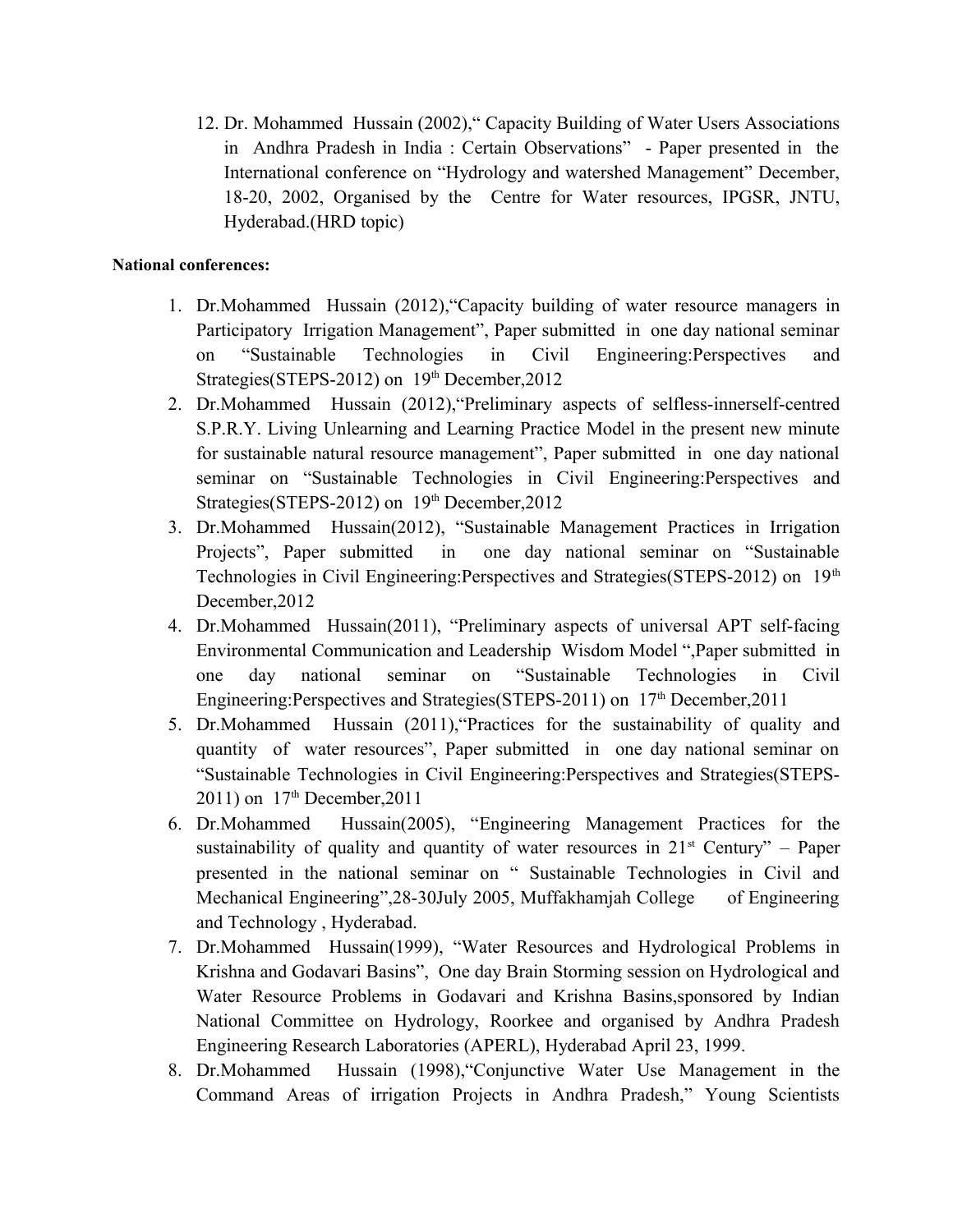12. Dr. Mohammed Hussain (2002),“ Capacity Building of Water Users Associations in Andhra Pradesh in India : Certain Observations” - Paper presented in the International conference on “Hydrology and watershed Management” December, 18-20, 2002, Organised by the Centre for Water resources, IPGSR, JNTU, Hyderabad.(HRD topic)

**National conferences:**

1. Dr.Mohammed Hussain (2012),“Capacity building of water resource managers in Participatory Irrigation Management”, Paper submitted in one day national seminar on “Sustainable Technologies in Civil Engineering:Perspectives and Strategies(STEPS-2012) on 19th December,2012
2. Dr.Mohammed Hussain (2012),“Preliminary aspects of selfless-innerself-centred S.P.R.Y. Living Unlearning and Learning Practice Model in the present new minute for sustainable natural resource management”, Paper submitted in one day national seminar on “Sustainable Technologies in Civil Engineering:Perspectives and Strategies(STEPS-2012) on 19th December,2012
3. Dr.Mohammed Hussain(2012), “Sustainable Management Practices in Irrigation Projects”, Paper submitted in one day national seminar on “Sustainable Technologies in Civil Engineering:Perspectives and Strategies(STEPS-2012) on 19th December,2012
4. Dr.Mohammed Hussain(2011), “Preliminary aspects of universal APT self-facing Environmental Communication and Leadership Wisdom Model “,Paper submitted in one day national seminar on “Sustainable Technologies in Civil Engineering:Perspectives and Strategies(STEPS-2011) on 17th December,2011
5. Dr.Mohammed Hussain (2011),“Practices for the sustainability of quality and quantity of water resources”, Paper submitted in one day national seminar on “Sustainable Technologies in Civil Engineering:Perspectives and Strategies(STEPS-2011) on 17th December,2011
6. Dr.Mohammed Hussain(2005), “Engineering Management Practices for the sustainability of quality and quantity of water resources in 21st Century” – Paper presented in the national seminar on “ Sustainable Technologies in Civil and Mechanical Engineering”,28-30July 2005, Muffakhamjah College of Engineering and Technology , Hyderabad.
7. Dr.Mohammed Hussain(1999), “Water Resources and Hydrological Problems in Krishna and Godavari Basins”, One day Brain Storming session on Hydrological and Water Resource Problems in Godavari and Krishna Basins,sponsored by Indian National Committee on Hydrology, Roorkee and organised by Andhra Pradesh Engineering Research Laboratories (APERL), Hyderabad April 23, 1999.
8. Dr.Mohammed Hussain (1998),“Conjunctive Water Use Management in the Command Areas of irrigation Projects in Andhra Pradesh,” Young Scientists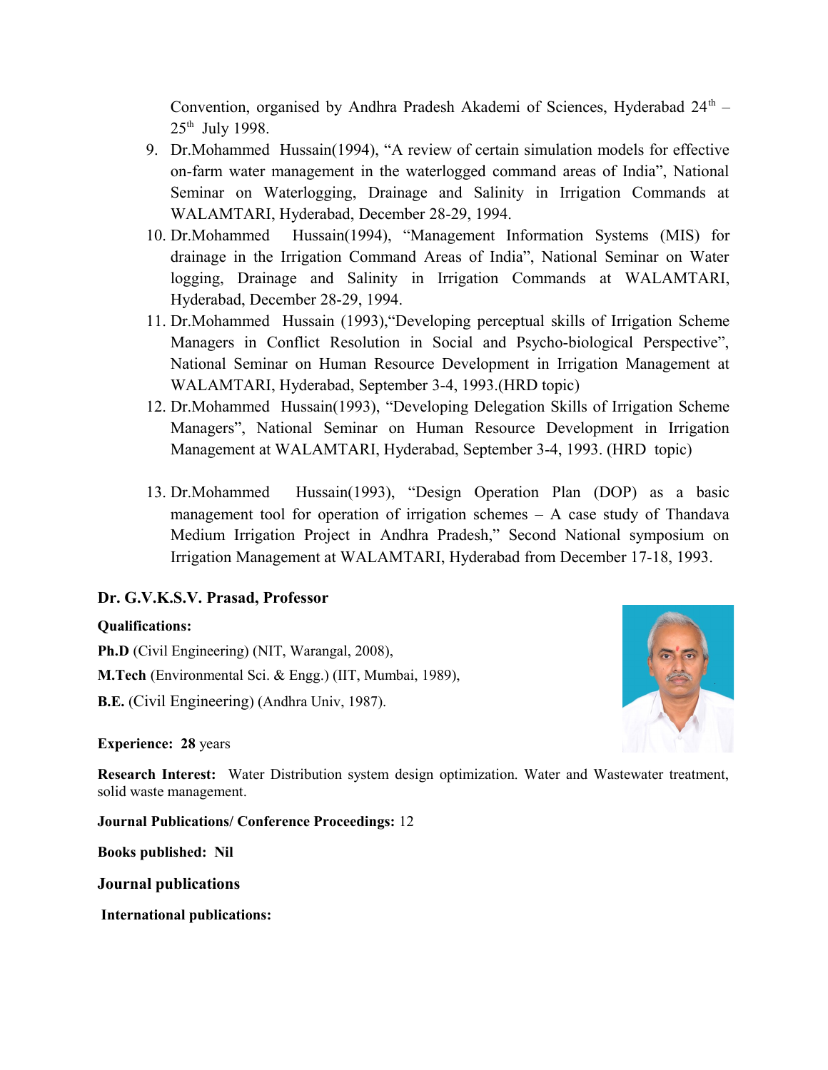Convention, organised by Andhra Pradesh Akademi of Sciences, Hyderabad 24th – 25th July 1998.

9. Dr.Mohammed Hussain(1994), "A review of certain simulation models for effective on-farm water management in the waterlogged command areas of India", National Seminar on Waterlogging, Drainage and Salinity in Irrigation Commands at WALAMTARI, Hyderabad, December 28-29, 1994.
10. Dr.Mohammed Hussain(1994), "Management Information Systems (MIS) for drainage in the Irrigation Command Areas of India", National Seminar on Water logging, Drainage and Salinity in Irrigation Commands at WALAMTARI, Hyderabad, December 28-29, 1994.
11. Dr.Mohammed Hussain (1993),"Developing perceptual skills of Irrigation Scheme Managers in Conflict Resolution in Social and Psycho-biological Perspective", National Seminar on Human Resource Development in Irrigation Management at WALAMTARI, Hyderabad, September 3-4, 1993.(HRD topic)
12. Dr.Mohammed Hussain(1993), "Developing Delegation Skills of Irrigation Scheme Managers", National Seminar on Human Resource Development in Irrigation Management at WALAMTARI, Hyderabad, September 3-4, 1993. (HRD topic)
13. Dr.Mohammed Hussain(1993), "Design Operation Plan (DOP) as a basic management tool for operation of irrigation schemes – A case study of Thandava Medium Irrigation Project in Andhra Pradesh," Second National symposium on Irrigation Management at WALAMTARI, Hyderabad from December 17-18, 1993.

### Dr. G.V.K.S.V. Prasad, Professor

**Qualifications:**

**Ph.D** (Civil Engineering) (NIT, Warangal, 2008),

**M.Tech** (Environmental Sci. & Engg.) (IIT, Mumbai, 1989),

**B.E.** (Civil Engineering) (Andhra Univ, 1987).

**Experience: 28** years

**Research Interest:** Water Distribution system design optimization. Water and Wastewater treatment, solid waste management.

**Journal Publications/ Conference Proceedings:** 12

**Books published: Nil**

#### Journal publications

**International publications:**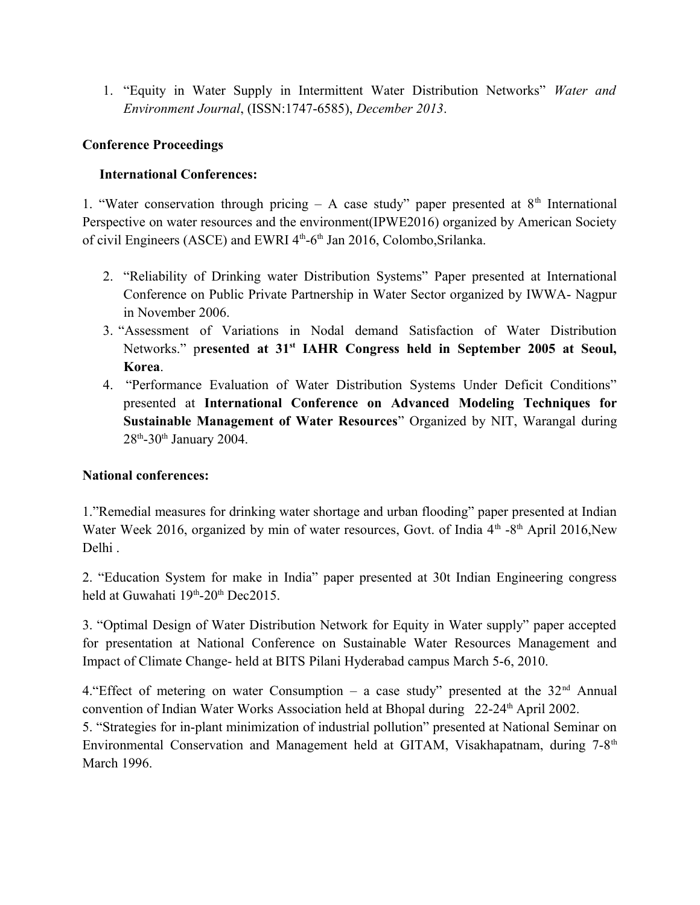1. "Equity in Water Supply in Intermittent Water Distribution Networks" *Water and Environment Journal*, (ISSN:1747-6585), *December 2013*.

**Conference Proceedings**

**International Conferences:**

1. "Water conservation through pricing – A case study" paper presented at 8th International Perspective on water resources and the environment(IPWE2016) organized by American Society of civil Engineers (ASCE) and EWRI 4th-6th Jan 2016, Colombo,Srilanka.

2. "Reliability of Drinking water Distribution Systems" Paper presented at International Conference on Public Private Partnership in Water Sector organized by IWWA- Nagpur in November 2006.
3. "Assessment of Variations in Nodal demand Satisfaction of Water Distribution Networks." p**resented at 31st IAHR Congress held in September 2005 at Seoul, Korea**.
4. "Performance Evaluation of Water Distribution Systems Under Deficit Conditions" presented at **International Conference on Advanced Modeling Techniques for Sustainable Management of Water Resources**" Organized by NIT, Warangal during 28th-30th January 2004.

**National conferences:**

1."Remedial measures for drinking water shortage and urban flooding" paper presented at Indian Water Week 2016, organized by min of water resources, Govt. of India 4th -8th April 2016,New Delhi .

2. "Education System for make in India" paper presented at 30t Indian Engineering congress held at Guwahati 19th-20th Dec2015.

3. "Optimal Design of Water Distribution Network for Equity in Water supply" paper accepted for presentation at National Conference on Sustainable Water Resources Management and Impact of Climate Change- held at BITS Pilani Hyderabad campus March 5-6, 2010.

4."Effect of metering on water Consumption – a case study" presented at the 32nd Annual convention of Indian Water Works Association held at Bhopal during 22-24th April 2002.

5. "Strategies for in-plant minimization of industrial pollution" presented at National Seminar on Environmental Conservation and Management held at GITAM, Visakhapatnam, during 7-8th March 1996.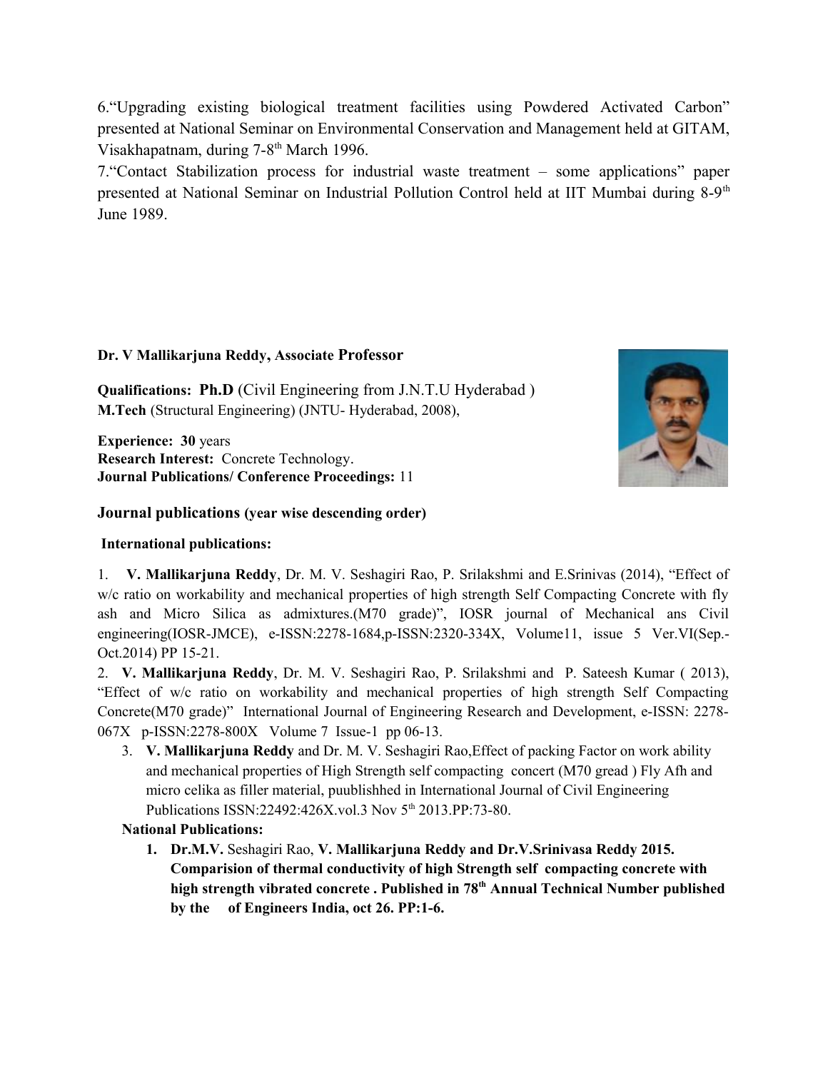6."Upgrading existing biological treatment facilities using Powdered Activated Carbon" presented at National Seminar on Environmental Conservation and Management held at GITAM, Visakhapatnam, during 7-8th March 1996.

7."Contact Stabilization process for industrial waste treatment – some applications" paper presented at National Seminar on Industrial Pollution Control held at IIT Mumbai during 8-9th June 1989.

**Dr. V Mallikarjuna Reddy, Associate Professor**

**Qualifications: Ph.D** (Civil Engineering from J.N.T.U Hyderabad )
**M.Tech** (Structural Engineering) (JNTU- Hyderabad, 2008),

**Experience: 30** years
**Research Interest:** Concrete Technology.
**Journal Publications/ Conference Proceedings:** 11

### Journal publications (year wise descending order)

**International publications:**

1. **V. Mallikarjuna Reddy**, Dr. M. V. Seshagiri Rao, P. Srilakshmi and E.Srinivas (2014), "Effect of w/c ratio on workability and mechanical properties of high strength Self Compacting Concrete with fly ash and Micro Silica as admixtures.(M70 grade)", IOSR journal of Mechanical ans Civil engineering(IOSR-JMCE), e-ISSN:2278-1684,p-ISSN:2320-334X, Volume11, issue 5 Ver.VI(Sep.-Oct.2014) PP 15-21.
2. **V. Mallikarjuna Reddy**, Dr. M. V. Seshagiri Rao, P. Srilakshmi and P. Sateesh Kumar ( 2013), "Effect of w/c ratio on workability and mechanical properties of high strength Self Compacting Concrete(M70 grade)" International Journal of Engineering Research and Development, e-ISSN: 2278-067X p-ISSN:2278-800X Volume 7 Issue-1 pp 06-13.
3. **V. Mallikarjuna Reddy** and Dr. M. V. Seshagiri Rao,Effect of packing Factor on work ability and mechanical properties of High Strength self compacting concert (M70 gread ) Fly Afh and micro celika as filler material, puublishhed in International Journal of Civil Engineering Publications ISSN:22492:426X.vol.3 Nov 5th 2013.PP:73-80.

**National Publications:**

1. **Dr.M.V.** Seshagiri Rao, **V. Mallikarjuna Reddy and Dr.V.Srinivasa Reddy 2015. Comparision of thermal conductivity of high Strength self compacting concrete with high strength vibrated concrete . Published in 78th Annual Technical Number published by the of Engineers India, oct 26. PP:1-6.**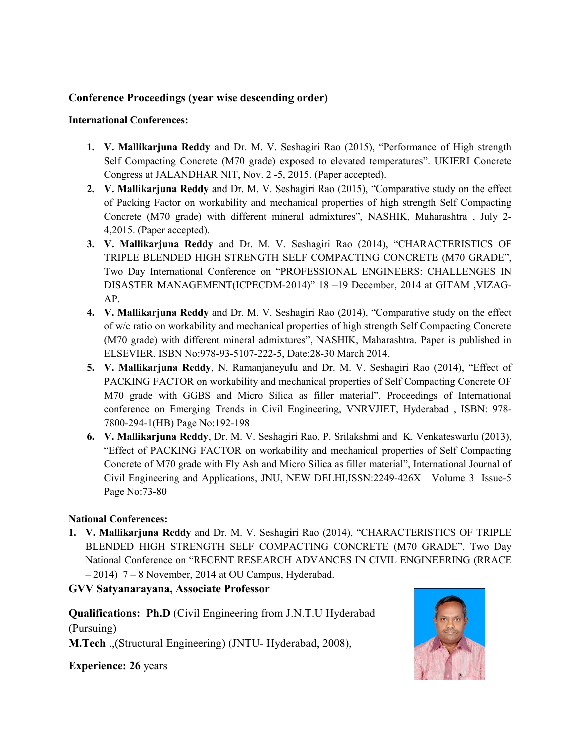### Conference Proceedings (year wise descending order)

**International Conferences:**

1. **V. Mallikarjuna Reddy** and Dr. M. V. Seshagiri Rao (2015), "Performance of High strength Self Compacting Concrete (M70 grade) exposed to elevated temperatures". UKIERI Concrete Congress at JALANDHAR NIT, Nov. 2 -5, 2015. (Paper accepted).
2. **V. Mallikarjuna Reddy** and Dr. M. V. Seshagiri Rao (2015), "Comparative study on the effect of Packing Factor on workability and mechanical properties of high strength Self Compacting Concrete (M70 grade) with different mineral admixtures", NASHIK, Maharashtra , July 2-4,2015. (Paper accepted).
3. **V. Mallikarjuna Reddy** and Dr. M. V. Seshagiri Rao (2014), "CHARACTERISTICS OF TRIPLE BLENDED HIGH STRENGTH SELF COMPACTING CONCRETE (M70 GRADE", Two Day International Conference on "PROFESSIONAL ENGINEERS: CHALLENGES IN DISASTER MANAGEMENT(ICPECDM-2014)" 18 –19 December, 2014 at GITAM ,VIZAG-AP.
4. **V. Mallikarjuna Reddy** and Dr. M. V. Seshagiri Rao (2014), "Comparative study on the effect of w/c ratio on workability and mechanical properties of high strength Self Compacting Concrete (M70 grade) with different mineral admixtures", NASHIK, Maharashtra. Paper is published in ELSEVIER. ISBN No:978-93-5107-222-5, Date:28-30 March 2014.
5. **V. Mallikarjuna Reddy**, N. Ramanjaneyulu and Dr. M. V. Seshagiri Rao (2014), "Effect of PACKING FACTOR on workability and mechanical properties of Self Compacting Concrete OF M70 grade with GGBS and Micro Silica as filler material", Proceedings of International conference on Emerging Trends in Civil Engineering, VNRVJIET, Hyderabad , ISBN: 978-7800-294-1(HB) Page No:192-198
6. **V. Mallikarjuna Reddy**, Dr. M. V. Seshagiri Rao, P. Srilakshmi and K. Venkateswarlu (2013), "Effect of PACKING FACTOR on workability and mechanical properties of Self Compacting Concrete of M70 grade with Fly Ash and Micro Silica as filler material", International Journal of Civil Engineering and Applications, JNU, NEW DELHI,ISSN:2249-426X Volume 3 Issue-5 Page No:73-80

**National Conferences:**

1. **V. Mallikarjuna Reddy** and Dr. M. V. Seshagiri Rao (2014), "CHARACTERISTICS OF TRIPLE BLENDED HIGH STRENGTH SELF COMPACTING CONCRETE (M70 GRADE", Two Day National Conference on "RECENT RESEARCH ADVANCES IN CIVIL ENGINEERING (RRACE – 2014) 7 – 8 November, 2014 at OU Campus, Hyderabad.

### GVV Satyanarayana, Associate Professor

**Qualifications: Ph.D** (Civil Engineering from J.N.T.U Hyderabad (Pursuing)
**M.Tech** .,(Structural Engineering) (JNTU- Hyderabad, 2008),

**Experience: 26** years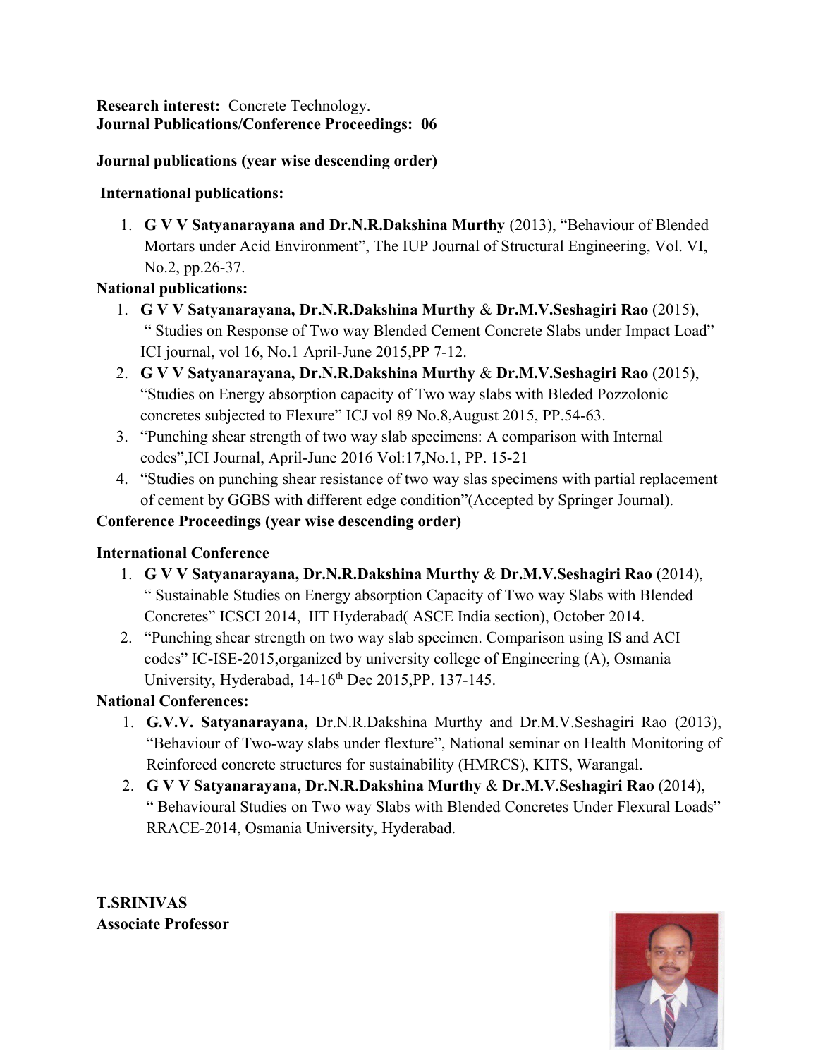**Research interest:** Concrete Technology.
**Journal Publications/Conference Proceedings: 06**

**Journal publications (year wise descending order)**

**International publications:**

1. **G V V Satyanarayana and Dr.N.R.Dakshina Murthy** (2013), "Behaviour of Blended Mortars under Acid Environment", The IUP Journal of Structural Engineering, Vol. VI, No.2, pp.26-37.

**National publications:**

1. **G V V Satyanarayana, Dr.N.R.Dakshina Murthy** & **Dr.M.V.Seshagiri Rao** (2015), " Studies on Response of Two way Blended Cement Concrete Slabs under Impact Load" ICI journal, vol 16, No.1 April-June 2015,PP 7-12.
2. **G V V Satyanarayana, Dr.N.R.Dakshina Murthy** & **Dr.M.V.Seshagiri Rao** (2015), "Studies on Energy absorption capacity of Two way slabs with Bleded Pozzolonic concretes subjected to Flexure" ICJ vol 89 No.8,August 2015, PP.54-63.
3. "Punching shear strength of two way slab specimens: A comparison with Internal codes",ICI Journal, April-June 2016 Vol:17,No.1, PP. 15-21
4. "Studies on punching shear resistance of two way slas specimens with partial replacement of cement by GGBS with different edge condition"(Accepted by Springer Journal).

**Conference Proceedings (year wise descending order)**

**International Conference**

1. **G V V Satyanarayana, Dr.N.R.Dakshina Murthy** & **Dr.M.V.Seshagiri Rao** (2014), " Sustainable Studies on Energy absorption Capacity of Two way Slabs with Blended Concretes" ICSCI 2014, IIT Hyderabad( ASCE India section), October 2014.
2. "Punching shear strength on two way slab specimen. Comparison using IS and ACI codes" IC-ISE-2015,organized by university college of Engineering (A), Osmania University, Hyderabad, 14-16th Dec 2015,PP. 137-145.

**National Conferences:**

1. **G.V.V. Satyanarayana,** Dr.N.R.Dakshina Murthy and Dr.M.V.Seshagiri Rao (2013), "Behaviour of Two-way slabs under flexture", National seminar on Health Monitoring of Reinforced concrete structures for sustainability (HMRCS), KITS, Warangal.
2. **G V V Satyanarayana, Dr.N.R.Dakshina Murthy** & **Dr.M.V.Seshagiri Rao** (2014), " Behavioural Studies on Two way Slabs with Blended Concretes Under Flexural Loads" RRACE-2014, Osmania University, Hyderabad.

**T.SRINIVAS**
**Associate Professor**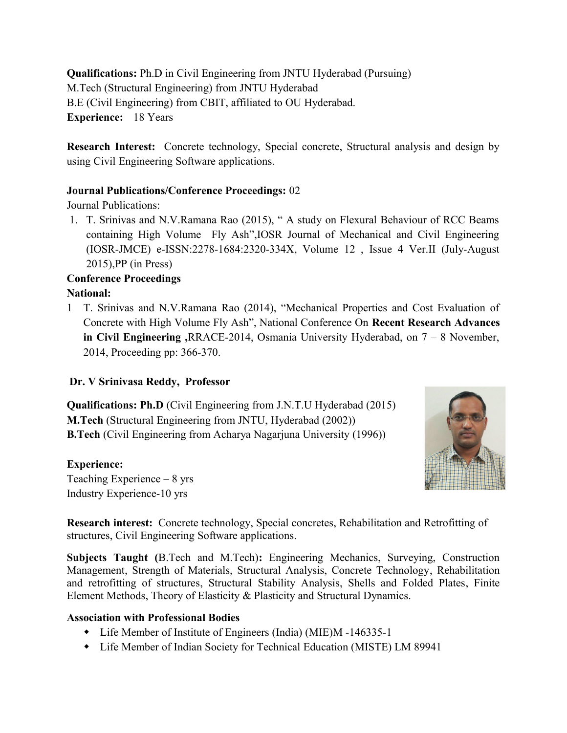**Qualifications:** Ph.D in Civil Engineering from JNTU Hyderabad (Pursuing)
M.Tech (Structural Engineering) from JNTU Hyderabad
B.E (Civil Engineering) from CBIT, affiliated to OU Hyderabad.
**Experience:** 18 Years

**Research Interest:** Concrete technology, Special concrete, Structural analysis and design by using Civil Engineering Software applications.

**Journal Publications/Conference Proceedings:** 02

Journal Publications:

1. T. Srinivas and N.V.Ramana Rao (2015), " A study on Flexural Behaviour of RCC Beams containing High Volume Fly Ash",IOSR Journal of Mechanical and Civil Engineering (IOSR-JMCE) e-ISSN:2278-1684:2320-334X, Volume 12 , Issue 4 Ver.II (July-August 2015),PP (in Press)

**Conference Proceedings**

**National:**

1. T. Srinivas and N.V.Ramana Rao (2014), "Mechanical Properties and Cost Evaluation of Concrete with High Volume Fly Ash", National Conference On **Recent Research Advances in Civil Engineering ,**RRACE-2014, Osmania University Hyderabad, on 7 – 8 November, 2014, Proceeding pp: 366-370.

**Dr. V Srinivasa Reddy, Professor**

**Qualifications: Ph.D** (Civil Engineering from J.N.T.U Hyderabad (2015)
**M.Tech** (Structural Engineering from JNTU, Hyderabad (2002))
**B.Tech** (Civil Engineering from Acharya Nagarjuna University (1996))

**Experience:**
Teaching Experience – 8 yrs
Industry Experience-10 yrs

**Research interest:** Concrete technology, Special concretes, Rehabilitation and Retrofitting of structures, Civil Engineering Software applications.

**Subjects Taught (**B.Tech and M.Tech)**:** Engineering Mechanics, Surveying, Construction Management, Strength of Materials, Structural Analysis, Concrete Technology, Rehabilitation and retrofitting of structures, Structural Stability Analysis, Shells and Folded Plates, Finite Element Methods, Theory of Elasticity & Plasticity and Structural Dynamics.

**Association with Professional Bodies**

- Life Member of Institute of Engineers (India) (MIE)M -146335-1
- Life Member of Indian Society for Technical Education (MISTE) LM 89941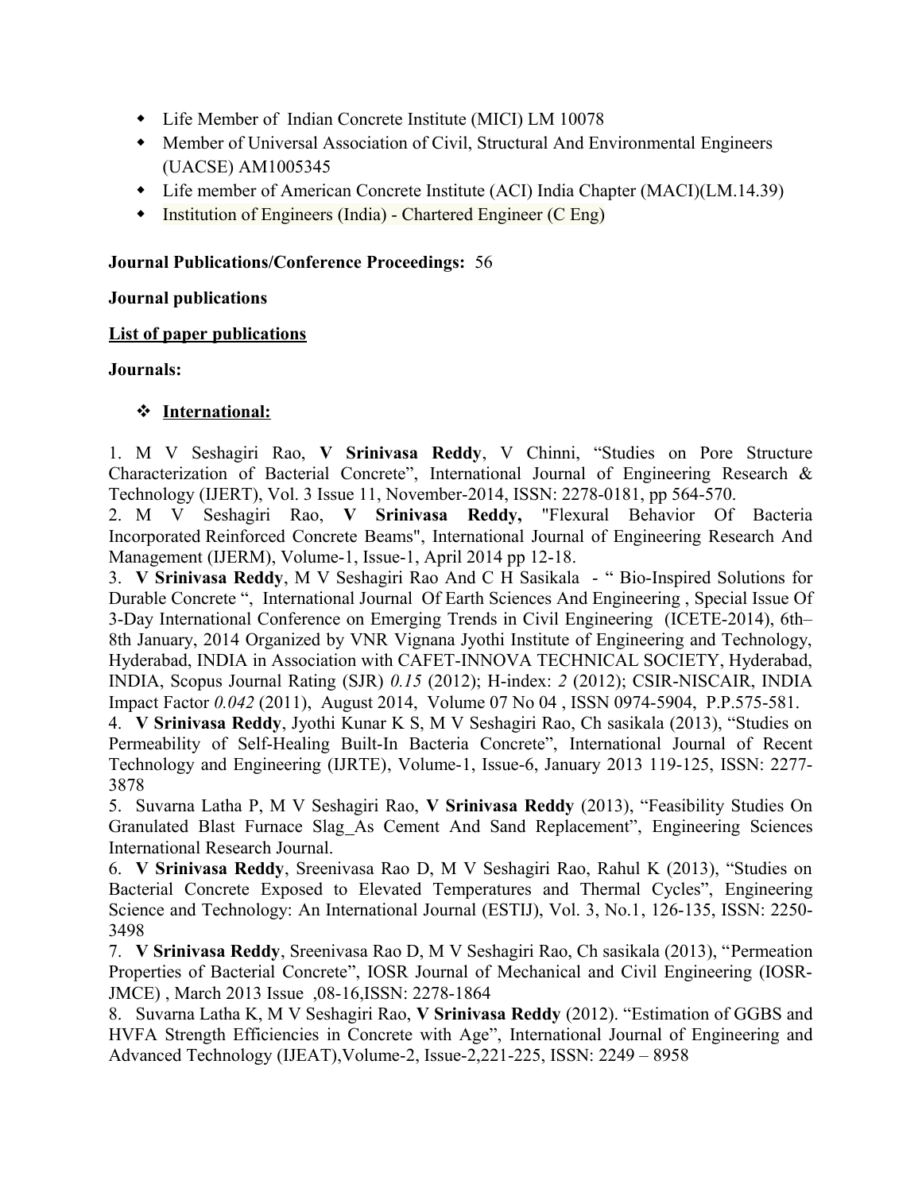- Life Member of Indian Concrete Institute (MICI) LM 10078
- Member of Universal Association of Civil, Structural And Environmental Engineers (UACSE) AM1005345
- Life member of American Concrete Institute (ACI) India Chapter (MACI)(LM.14.39)
- Institution of Engineers (India) - Chartered Engineer (C Eng)

**Journal Publications/Conference Proceedings:** 56

**Journal publications**

**List of paper publications**

**Journals:**

- **International:**

1. M V Seshagiri Rao, **V Srinivasa Reddy**, V Chinni, "Studies on Pore Structure Characterization of Bacterial Concrete", International Journal of Engineering Research & Technology (IJERT), Vol. 3 Issue 11, November-2014, ISSN: 2278-0181, pp 564-570.
2. M V Seshagiri Rao, **V Srinivasa Reddy,** "Flexural Behavior Of Bacteria Incorporated Reinforced Concrete Beams", International Journal of Engineering Research And Management (IJERM), Volume-1, Issue-1, April 2014 pp 12-18.
3. **V Srinivasa Reddy**, M V Seshagiri Rao And C H Sasikala - " Bio-Inspired Solutions for Durable Concrete ", International Journal Of Earth Sciences And Engineering , Special Issue Of 3-Day International Conference on Emerging Trends in Civil Engineering (ICETE-2014), 6th–8th January, 2014 Organized by VNR Vignana Jyothi Institute of Engineering and Technology, Hyderabad, INDIA in Association with CAFET-INNOVA TECHNICAL SOCIETY, Hyderabad, INDIA, Scopus Journal Rating (SJR) *0.15* (2012); H-index: *2* (2012); CSIR-NISCAIR, INDIA Impact Factor *0.042* (2011), August 2014, Volume 07 No 04 , ISSN 0974-5904, P.P.575-581.
4. **V Srinivasa Reddy**, Jyothi Kunar K S, M V Seshagiri Rao, Ch sasikala (2013), "Studies on Permeability of Self-Healing Built-In Bacteria Concrete", International Journal of Recent Technology and Engineering (IJRTE), Volume-1, Issue-6, January 2013 119-125, ISSN: 2277-3878
5. Suvarna Latha P, M V Seshagiri Rao, **V Srinivasa Reddy** (2013), "Feasibility Studies On Granulated Blast Furnace Slag_As Cement And Sand Replacement", Engineering Sciences International Research Journal.
6. **V Srinivasa Reddy**, Sreenivasa Rao D, M V Seshagiri Rao, Rahul K (2013), "Studies on Bacterial Concrete Exposed to Elevated Temperatures and Thermal Cycles", Engineering Science and Technology: An International Journal (ESTIJ), Vol. 3, No.1, 126-135, ISSN: 2250-3498
7. **V Srinivasa Reddy**, Sreenivasa Rao D, M V Seshagiri Rao, Ch sasikala (2013), "Permeation Properties of Bacterial Concrete", IOSR Journal of Mechanical and Civil Engineering (IOSR-JMCE) , March 2013 Issue ,08-16,ISSN: 2278-1864
8. Suvarna Latha K, M V Seshagiri Rao, **V Srinivasa Reddy** (2012). "Estimation of GGBS and HVFA Strength Efficiencies in Concrete with Age", International Journal of Engineering and Advanced Technology (IJEAT),Volume-2, Issue-2,221-225, ISSN: 2249 – 8958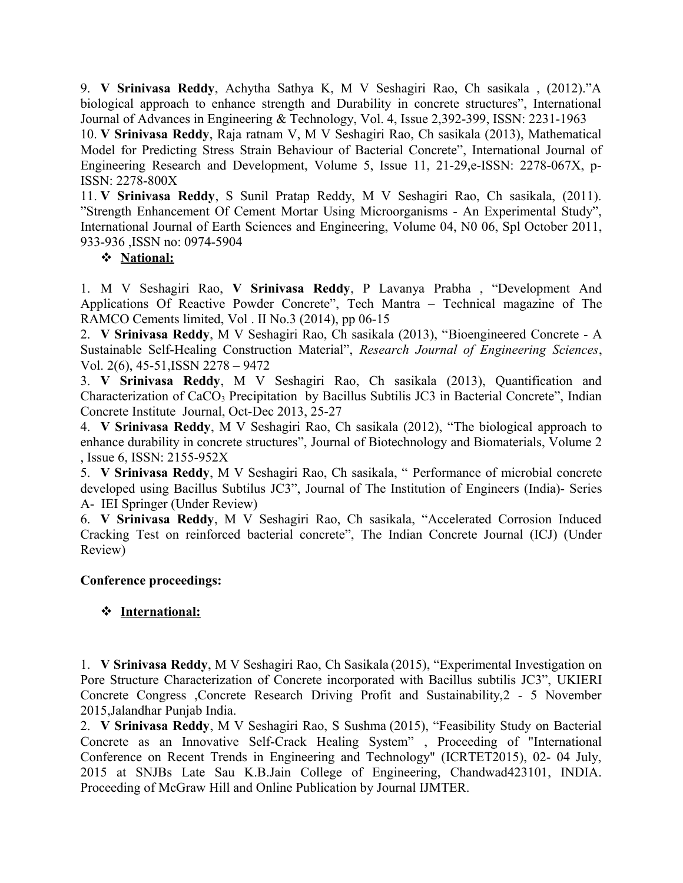9. **V Srinivasa Reddy**, Achytha Sathya K, M V Seshagiri Rao, Ch sasikala , (2012).”A biological approach to enhance strength and Durability in concrete structures”, International Journal of Advances in Engineering & Technology, Vol. 4, Issue 2,392-399, ISSN: 2231-1963

10. **V Srinivasa Reddy**, Raja ratnam V, M V Seshagiri Rao, Ch sasikala (2013), Mathematical Model for Predicting Stress Strain Behaviour of Bacterial Concrete”, International Journal of Engineering Research and Development, Volume 5, Issue 11, 21-29,e-ISSN: 2278-067X, p-ISSN: 2278-800X

11. **V Srinivasa Reddy**, S Sunil Pratap Reddy, M V Seshagiri Rao, Ch sasikala, (2011). ”Strength Enhancement Of Cement Mortar Using Microorganisms - An Experimental Study”, International Journal of Earth Sciences and Engineering, Volume 04, N0 06, Spl October 2011, 933-936 ,ISSN no: 0974-5904

- **National:**

1. M V Seshagiri Rao, **V Srinivasa Reddy**, P Lavanya Prabha , “Development And Applications Of Reactive Powder Concrete”, Tech Mantra – Technical magazine of The RAMCO Cements limited, Vol . II No.3 (2014), pp 06-15
2. **V Srinivasa Reddy**, M V Seshagiri Rao, Ch sasikala (2013), “Bioengineered Concrete - A Sustainable Self-Healing Construction Material”, *Research Journal of Engineering Sciences*, Vol. 2(6), 45-51,ISSN 2278 – 9472
3. **V Srinivasa Reddy**, M V Seshagiri Rao, Ch sasikala (2013), Quantification and Characterization of $CaCO_3$ Precipitation by Bacillus Subtilis JC3 in Bacterial Concrete”, Indian Concrete Institute Journal, Oct-Dec 2013, 25-27
4. **V Srinivasa Reddy**, M V Seshagiri Rao, Ch sasikala (2012), “The biological approach to enhance durability in concrete structures”, Journal of Biotechnology and Biomaterials, Volume 2 , Issue 6, ISSN: 2155-952X
5. **V Srinivasa Reddy**, M V Seshagiri Rao, Ch sasikala, “ Performance of microbial concrete developed using Bacillus Subtilus JC3”, Journal of The Institution of Engineers (India)- Series A- IEI Springer (Under Review)
6. **V Srinivasa Reddy**, M V Seshagiri Rao, Ch sasikala, “Accelerated Corrosion Induced Cracking Test on reinforced bacterial concrete”, The Indian Concrete Journal (ICJ) (Under Review)

**Conference proceedings:**

- **International:**

1. **V Srinivasa Reddy**, M V Seshagiri Rao, Ch Sasikala (2015), “Experimental Investigation on Pore Structure Characterization of Concrete incorporated with Bacillus subtilis JC3”, UKIERI Concrete Congress ,Concrete Research Driving Profit and Sustainability,2 - 5 November 2015,Jalandhar Punjab India.
2. **V Srinivasa Reddy**, M V Seshagiri Rao, S Sushma (2015), “Feasibility Study on Bacterial Concrete as an Innovative Self-Crack Healing System” , Proceeding of "International Conference on Recent Trends in Engineering and Technology" (ICRTET2015), 02- 04 July, 2015 at SNJBs Late Sau K.B.Jain College of Engineering, Chandwad423101, INDIA. Proceeding of McGraw Hill and Online Publication by Journal IJMTER.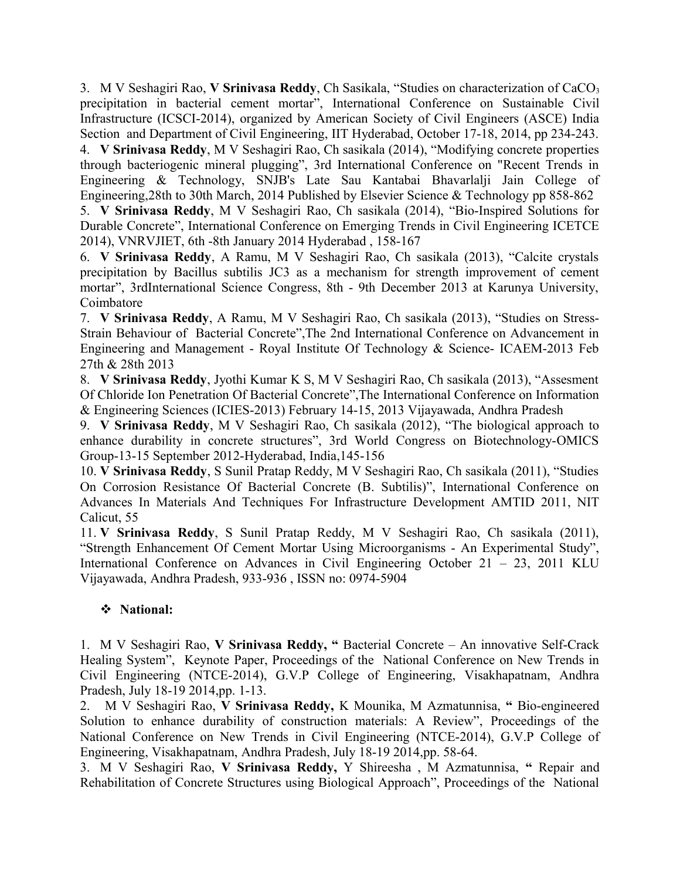3. M V Seshagiri Rao, **V Srinivasa Reddy**, Ch Sasikala, "Studies on characterization of $CaCO_3$ precipitation in bacterial cement mortar", International Conference on Sustainable Civil Infrastructure (ICSCI-2014), organized by American Society of Civil Engineers (ASCE) India Section and Department of Civil Engineering, IIT Hyderabad, October 17-18, 2014, pp 234-243.

4. **V Srinivasa Reddy**, M V Seshagiri Rao, Ch sasikala (2014), "Modifying concrete properties through bacteriogenic mineral plugging", 3rd International Conference on "Recent Trends in Engineering & Technology, SNJB's Late Sau Kantabai Bhavarlalji Jain College of Engineering,28th to 30th March, 2014 Published by Elsevier Science & Technology pp 858-862

5. **V Srinivasa Reddy**, M V Seshagiri Rao, Ch sasikala (2014), "Bio-Inspired Solutions for Durable Concrete", International Conference on Emerging Trends in Civil Engineering ICETCE 2014), VNRVJIET, 6th -8th January 2014 Hyderabad , 158-167

6. **V Srinivasa Reddy**, A Ramu, M V Seshagiri Rao, Ch sasikala (2013), "Calcite crystals precipitation by Bacillus subtilis JC3 as a mechanism for strength improvement of cement mortar", 3rdInternational Science Congress, 8th - 9th December 2013 at Karunya University, Coimbatore

7. **V Srinivasa Reddy**, A Ramu, M V Seshagiri Rao, Ch sasikala (2013), "Studies on Stress-Strain Behaviour of Bacterial Concrete",The 2nd International Conference on Advancement in Engineering and Management - Royal Institute Of Technology & Science- ICAEM-2013 Feb 27th & 28th 2013

8. **V Srinivasa Reddy**, Jyothi Kumar K S, M V Seshagiri Rao, Ch sasikala (2013), "Assesment Of Chloride Ion Penetration Of Bacterial Concrete",The International Conference on Information & Engineering Sciences (ICIES-2013) February 14-15, 2013 Vijayawada, Andhra Pradesh

9. **V Srinivasa Reddy**, M V Seshagiri Rao, Ch sasikala (2012), "The biological approach to enhance durability in concrete structures", 3rd World Congress on Biotechnology-OMICS Group-13-15 September 2012-Hyderabad, India,145-156

10. **V Srinivasa Reddy**, S Sunil Pratap Reddy, M V Seshagiri Rao, Ch sasikala (2011), "Studies On Corrosion Resistance Of Bacterial Concrete (B. Subtilis)", International Conference on Advances In Materials And Techniques For Infrastructure Development AMTID 2011, NIT Calicut, 55

11. **V Srinivasa Reddy**, S Sunil Pratap Reddy, M V Seshagiri Rao, Ch sasikala (2011), "Strength Enhancement Of Cement Mortar Using Microorganisms - An Experimental Study", International Conference on Advances in Civil Engineering October 21 – 23, 2011 KLU Vijayawada, Andhra Pradesh, 933-936 , ISSN no: 0974-5904

- **National:**

1. M V Seshagiri Rao, **V Srinivasa Reddy, "** Bacterial Concrete – An innovative Self-Crack Healing System", Keynote Paper, Proceedings of the National Conference on New Trends in Civil Engineering (NTCE-2014), G.V.P College of Engineering, Visakhapatnam, Andhra Pradesh, July 18-19 2014,pp. 1-13.

2. M V Seshagiri Rao, **V Srinivasa Reddy,** K Mounika, M Azmatunnisa, **"** Bio-engineered Solution to enhance durability of construction materials: A Review", Proceedings of the National Conference on New Trends in Civil Engineering (NTCE-2014), G.V.P College of Engineering, Visakhapatnam, Andhra Pradesh, July 18-19 2014,pp. 58-64.

3. M V Seshagiri Rao, **V Srinivasa Reddy,** Y Shireesha , M Azmatunnisa, **"** Repair and Rehabilitation of Concrete Structures using Biological Approach", Proceedings of the National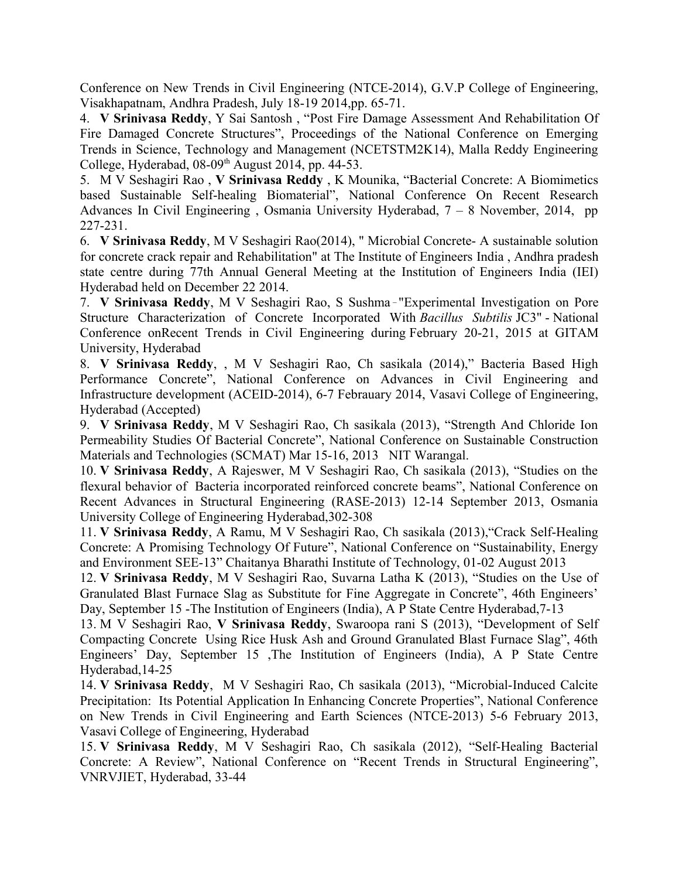Conference on New Trends in Civil Engineering (NTCE-2014), G.V.P College of Engineering, Visakhapatnam, Andhra Pradesh, July 18-19 2014,pp. 65-71.

4. **V Srinivasa Reddy**, Y Sai Santosh , "Post Fire Damage Assessment And Rehabilitation Of Fire Damaged Concrete Structures", Proceedings of the National Conference on Emerging Trends in Science, Technology and Management (NCETSTM2K14), Malla Reddy Engineering College, Hyderabad, 08-09th August 2014, pp. 44-53.

5. M V Seshagiri Rao , **V Srinivasa Reddy** , K Mounika, "Bacterial Concrete: A Biomimetics based Sustainable Self-healing Biomaterial", National Conference On Recent Research Advances In Civil Engineering , Osmania University Hyderabad, 7 – 8 November, 2014, pp 227-231.

6. **V Srinivasa Reddy**, M V Seshagiri Rao(2014), " Microbial Concrete- A sustainable solution for concrete crack repair and Rehabilitation" at The Institute of Engineers India , Andhra pradesh state centre during 77th Annual General Meeting at the Institution of Engineers India (IEI) Hyderabad held on December 22 2014.

7. **V Srinivasa Reddy**, M V Seshagiri Rao, S Sushma - "Experimental Investigation on Pore Structure Characterization of Concrete Incorporated With *Bacillus Subtilis* JC3" - National Conference onRecent Trends in Civil Engineering during February 20-21, 2015 at GITAM University, Hyderabad

8. **V Srinivasa Reddy**, , M V Seshagiri Rao, Ch sasikala (2014)," Bacteria Based High Performance Concrete", National Conference on Advances in Civil Engineering and Infrastructure development (ACEID-2014), 6-7 Febrauary 2014, Vasavi College of Engineering, Hyderabad (Accepted)

9. **V Srinivasa Reddy**, M V Seshagiri Rao, Ch sasikala (2013), "Strength And Chloride Ion Permeability Studies Of Bacterial Concrete", National Conference on Sustainable Construction Materials and Technologies (SCMAT) Mar 15-16, 2013 NIT Warangal.

10. **V Srinivasa Reddy**, A Rajeswer, M V Seshagiri Rao, Ch sasikala (2013), "Studies on the flexural behavior of Bacteria incorporated reinforced concrete beams", National Conference on Recent Advances in Structural Engineering (RASE-2013) 12-14 September 2013, Osmania University College of Engineering Hyderabad,302-308

11. **V Srinivasa Reddy**, A Ramu, M V Seshagiri Rao, Ch sasikala (2013),"Crack Self-Healing Concrete: A Promising Technology Of Future", National Conference on "Sustainability, Energy and Environment SEE-13" Chaitanya Bharathi Institute of Technology, 01-02 August 2013

12. **V Srinivasa Reddy**, M V Seshagiri Rao, Suvarna Latha K (2013), "Studies on the Use of Granulated Blast Furnace Slag as Substitute for Fine Aggregate in Concrete", 46th Engineers' Day, September 15 -The Institution of Engineers (India), A P State Centre Hyderabad,7-13

13. M V Seshagiri Rao, **V Srinivasa Reddy**, Swaroopa rani S (2013), "Development of Self Compacting Concrete Using Rice Husk Ash and Ground Granulated Blast Furnace Slag", 46th Engineers' Day, September 15 ,The Institution of Engineers (India), A P State Centre Hyderabad,14-25

14. **V Srinivasa Reddy**, M V Seshagiri Rao, Ch sasikala (2013), "Microbial-Induced Calcite Precipitation: Its Potential Application In Enhancing Concrete Properties", National Conference on New Trends in Civil Engineering and Earth Sciences (NTCE-2013) 5-6 February 2013, Vasavi College of Engineering, Hyderabad

15. **V Srinivasa Reddy**, M V Seshagiri Rao, Ch sasikala (2012), "Self-Healing Bacterial Concrete: A Review", National Conference on "Recent Trends in Structural Engineering", VNRVJIET, Hyderabad, 33-44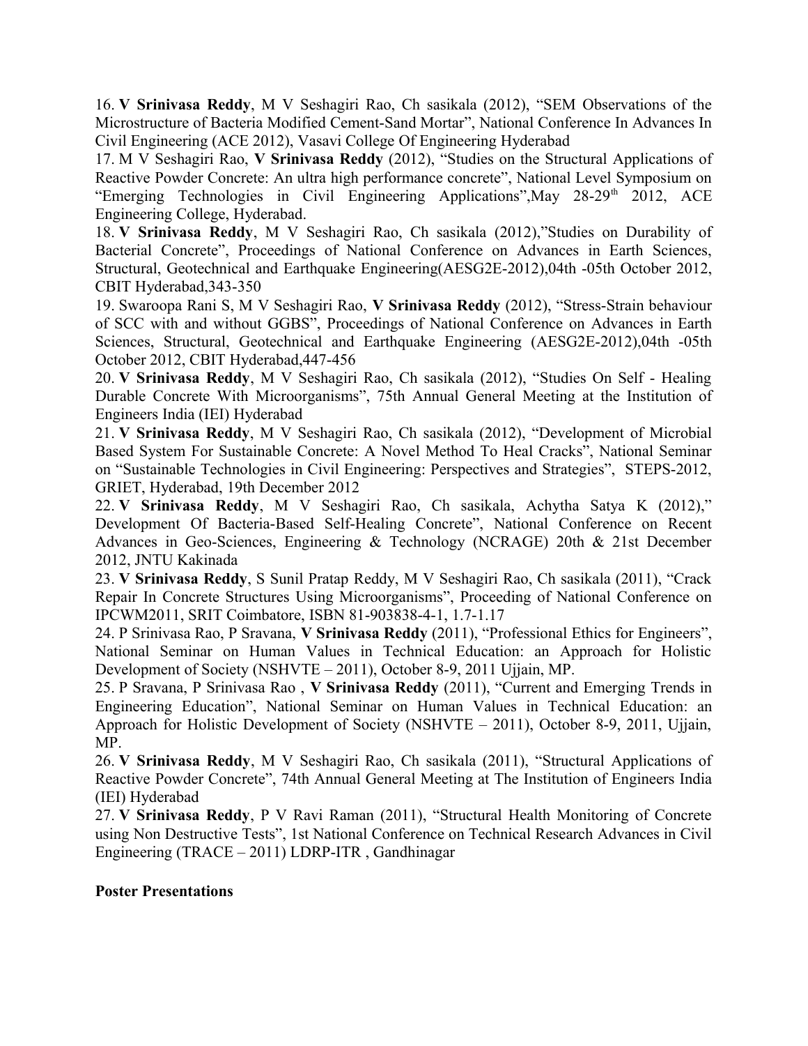16. **V Srinivasa Reddy**, M V Seshagiri Rao, Ch sasikala (2012), “SEM Observations of the Microstructure of Bacteria Modified Cement-Sand Mortar”, National Conference In Advances In Civil Engineering (ACE 2012), Vasavi College Of Engineering Hyderabad

17. M V Seshagiri Rao, **V Srinivasa Reddy** (2012), “Studies on the Structural Applications of Reactive Powder Concrete: An ultra high performance concrete”, National Level Symposium on “Emerging Technologies in Civil Engineering Applications”,May 28-29th 2012, ACE Engineering College, Hyderabad.

18. **V Srinivasa Reddy**, M V Seshagiri Rao, Ch sasikala (2012),”Studies on Durability of Bacterial Concrete”, Proceedings of National Conference on Advances in Earth Sciences, Structural, Geotechnical and Earthquake Engineering(AESG2E-2012),04th -05th October 2012, CBIT Hyderabad,343-350

19. Swaroopa Rani S, M V Seshagiri Rao, **V Srinivasa Reddy** (2012), “Stress-Strain behaviour of SCC with and without GGBS”, Proceedings of National Conference on Advances in Earth Sciences, Structural, Geotechnical and Earthquake Engineering (AESG2E-2012),04th -05th October 2012, CBIT Hyderabad,447-456

20. **V Srinivasa Reddy**, M V Seshagiri Rao, Ch sasikala (2012), “Studies On Self - Healing Durable Concrete With Microorganisms”, 75th Annual General Meeting at the Institution of Engineers India (IEI) Hyderabad

21. **V Srinivasa Reddy**, M V Seshagiri Rao, Ch sasikala (2012), “Development of Microbial Based System For Sustainable Concrete: A Novel Method To Heal Cracks”, National Seminar on “Sustainable Technologies in Civil Engineering: Perspectives and Strategies”, STEPS-2012, GRIET, Hyderabad, 19th December 2012

22. **V Srinivasa Reddy**, M V Seshagiri Rao, Ch sasikala, Achytha Satya K (2012),” Development Of Bacteria-Based Self-Healing Concrete”, National Conference on Recent Advances in Geo-Sciences, Engineering & Technology (NCRAGE) 20th & 21st December 2012, JNTU Kakinada

23. **V Srinivasa Reddy**, S Sunil Pratap Reddy, M V Seshagiri Rao, Ch sasikala (2011), “Crack Repair In Concrete Structures Using Microorganisms”, Proceeding of National Conference on IPCWM2011, SRIT Coimbatore, ISBN 81-903838-4-1, 1.7-1.17

24. P Srinivasa Rao, P Sravana, **V Srinivasa Reddy** (2011), “Professional Ethics for Engineers”, National Seminar on Human Values in Technical Education: an Approach for Holistic Development of Society (NSHVTE – 2011), October 8-9, 2011 Ujjain, MP.

25. P Sravana, P Srinivasa Rao , **V Srinivasa Reddy** (2011), “Current and Emerging Trends in Engineering Education”, National Seminar on Human Values in Technical Education: an Approach for Holistic Development of Society (NSHVTE – 2011), October 8-9, 2011, Ujjain, MP.

26. **V Srinivasa Reddy**, M V Seshagiri Rao, Ch sasikala (2011), “Structural Applications of Reactive Powder Concrete”, 74th Annual General Meeting at The Institution of Engineers India (IEI) Hyderabad

27. **V Srinivasa Reddy**, P V Ravi Raman (2011), “Structural Health Monitoring of Concrete using Non Destructive Tests”, 1st National Conference on Technical Research Advances in Civil Engineering (TRACE – 2011) LDRP-ITR , Gandhinagar

**Poster Presentations**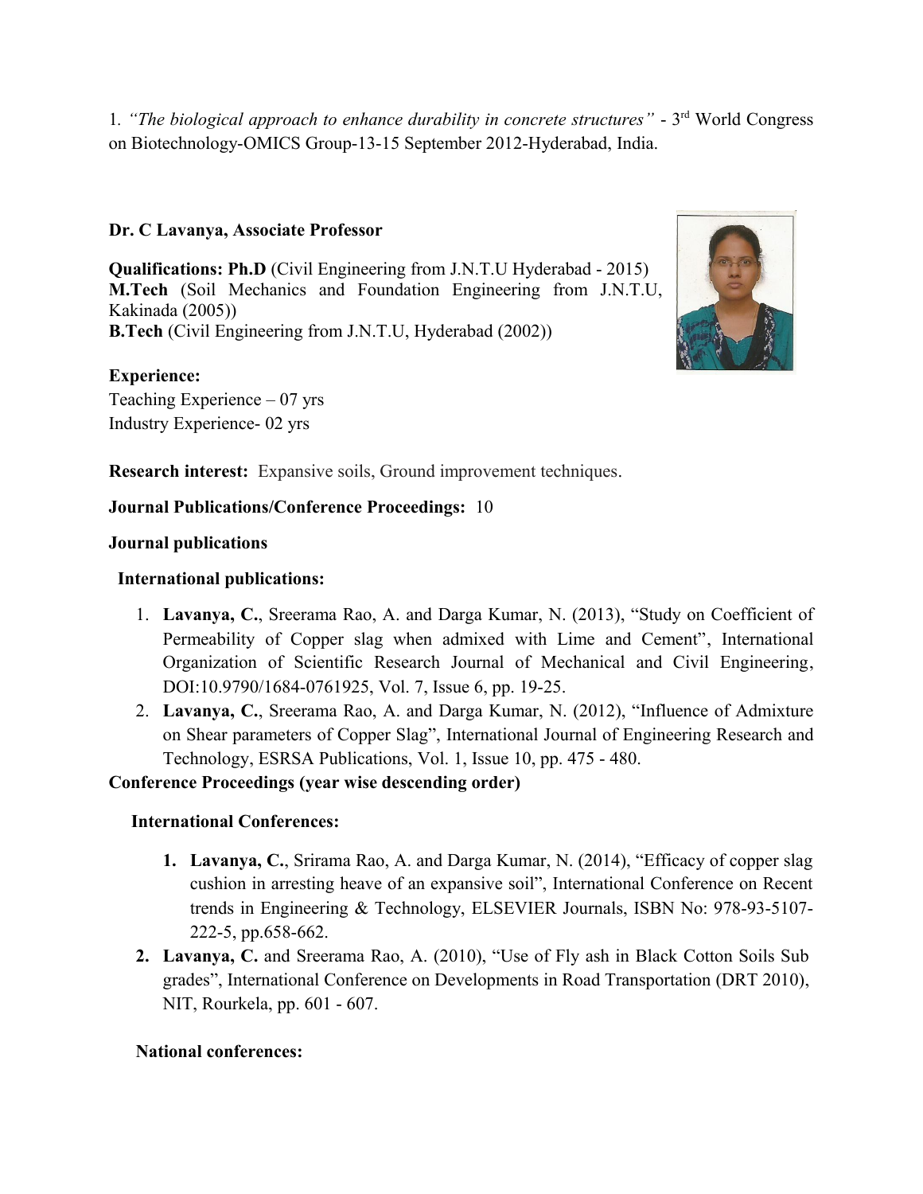1. *"The biological approach to enhance durability in concrete structures"* - 3rd World Congress on Biotechnology-OMICS Group-13-15 September 2012-Hyderabad, India.

**Dr. C Lavanya, Associate Professor**

**Qualifications: Ph.D** (Civil Engineering from J.N.T.U Hyderabad - 2015)
**M.Tech** (Soil Mechanics and Foundation Engineering from J.N.T.U, Kakinada (2005))
**B.Tech** (Civil Engineering from J.N.T.U, Hyderabad (2002))

**Experience:**
Teaching Experience – 07 yrs
Industry Experience- 02 yrs

**Research interest:** Expansive soils, Ground improvement techniques.

**Journal Publications/Conference Proceedings:** 10

**Journal publications**

**International publications:**

1. **Lavanya, C.**, Sreerama Rao, A. and Darga Kumar, N. (2013), "Study on Coefficient of Permeability of Copper slag when admixed with Lime and Cement", International Organization of Scientific Research Journal of Mechanical and Civil Engineering, DOI:10.9790/1684-0761925, Vol. 7, Issue 6, pp. 19-25.
2. **Lavanya, C.**, Sreerama Rao, A. and Darga Kumar, N. (2012), "Influence of Admixture on Shear parameters of Copper Slag", International Journal of Engineering Research and Technology, ESRSA Publications, Vol. 1, Issue 10, pp. 475 - 480.

**Conference Proceedings (year wise descending order)**

**International Conferences:**

1. **Lavanya, C.**, Srirama Rao, A. and Darga Kumar, N. (2014), "Efficacy of copper slag cushion in arresting heave of an expansive soil", International Conference on Recent trends in Engineering & Technology, ELSEVIER Journals, ISBN No: 978-93-5107-222-5, pp.658-662.
2. **Lavanya, C.** and Sreerama Rao, A. (2010), "Use of Fly ash in Black Cotton Soils Sub grades", International Conference on Developments in Road Transportation (DRT 2010), NIT, Rourkela, pp. 601 - 607.

**National conferences:**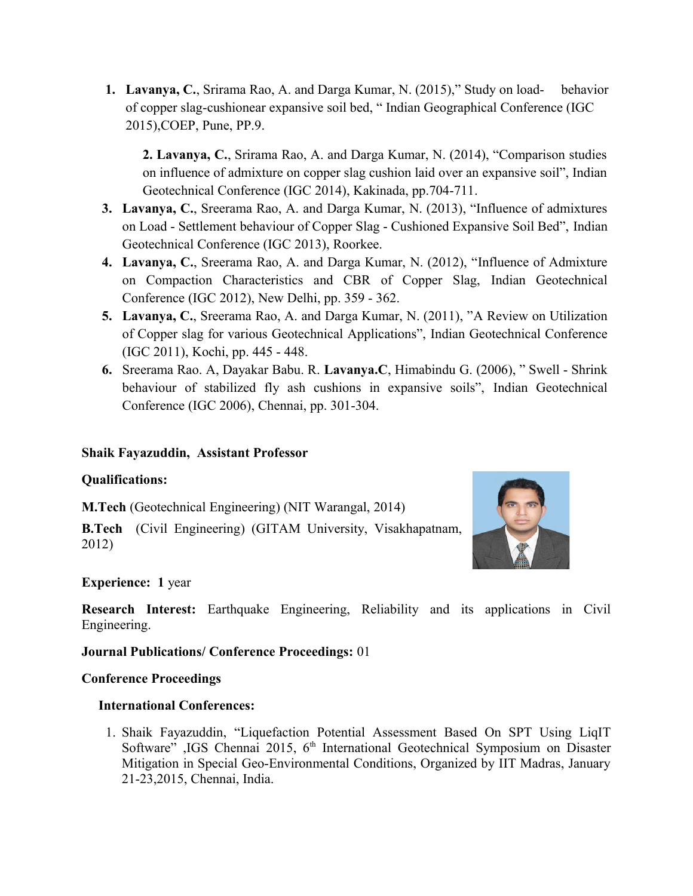1. **Lavanya, C.**, Srirama Rao, A. and Darga Kumar, N. (2015)," Study on load- behavior of copper slag-cushionear expansive soil bed, " Indian Geographical Conference (IGC 2015),COEP, Pune, PP.9.

2. **Lavanya, C.**, Srirama Rao, A. and Darga Kumar, N. (2014), "Comparison studies on influence of admixture on copper slag cushion laid over an expansive soil", Indian Geotechnical Conference (IGC 2014), Kakinada, pp.704-711.
3. **Lavanya, C.**, Sreerama Rao, A. and Darga Kumar, N. (2013), "Influence of admixtures on Load - Settlement behaviour of Copper Slag - Cushioned Expansive Soil Bed", Indian Geotechnical Conference (IGC 2013), Roorkee.
4. **Lavanya, C.**, Sreerama Rao, A. and Darga Kumar, N. (2012), "Influence of Admixture on Compaction Characteristics and CBR of Copper Slag, Indian Geotechnical Conference (IGC 2012), New Delhi, pp. 359 - 362.
5. **Lavanya, C.**, Sreerama Rao, A. and Darga Kumar, N. (2011), "A Review on Utilization of Copper slag for various Geotechnical Applications", Indian Geotechnical Conference (IGC 2011), Kochi, pp. 445 - 448.
6. Sreerama Rao. A, Dayakar Babu. R. **Lavanya.C**, Himabindu G. (2006), " Swell - Shrink behaviour of stabilized fly ash cushions in expansive soils", Indian Geotechnical Conference (IGC 2006), Chennai, pp. 301-304.

**Shaik Fayazuddin, Assistant Professor**

**Qualifications:**

**M.Tech** (Geotechnical Engineering) (NIT Warangal, 2014)

**B.Tech** (Civil Engineering) (GITAM University, Visakhapatnam, 2012)

**Experience: 1** year

**Research Interest:** Earthquake Engineering, Reliability and its applications in Civil Engineering.

**Journal Publications/ Conference Proceedings:** 01

**Conference Proceedings**

**International Conferences:**

1. Shaik Fayazuddin, "Liquefaction Potential Assessment Based On SPT Using LiqIT Software" ,IGS Chennai 2015, 6th International Geotechnical Symposium on Disaster Mitigation in Special Geo-Environmental Conditions, Organized by IIT Madras, January 21-23,2015, Chennai, India.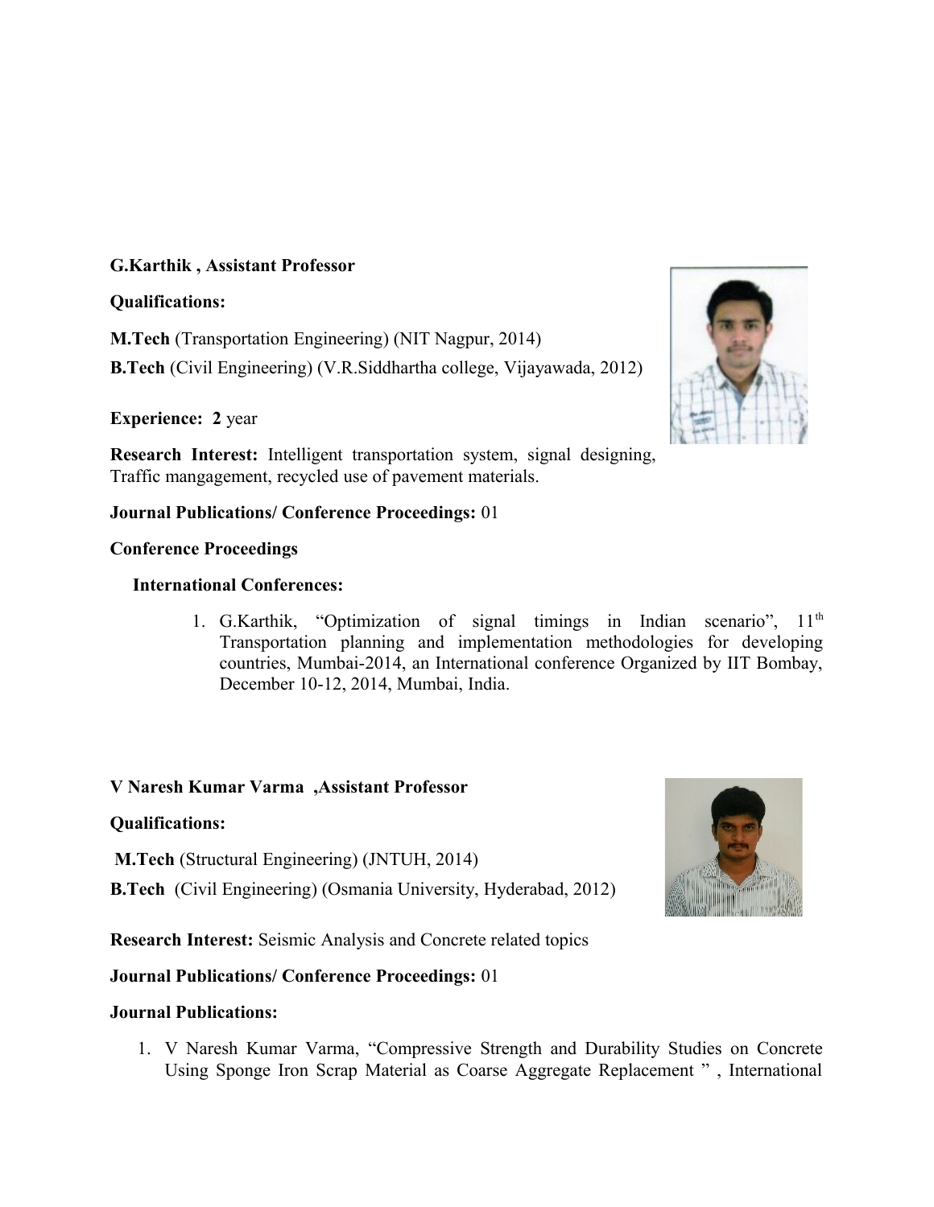**G.Karthik , Assistant Professor**

**Qualifications:**

**M.Tech** (Transportation Engineering) (NIT Nagpur, 2014)

**B.Tech** (Civil Engineering) (V.R.Siddhartha college, Vijayawada, 2012)

**Experience: 2** year

**Research Interest:** Intelligent transportation system, signal designing, Traffic mangagement, recycled use of pavement materials.

**Journal Publications/ Conference Proceedings:** 01

**Conference Proceedings**

**International Conferences:**

1. G.Karthik, "Optimization of signal timings in Indian scenario", 11th Transportation planning and implementation methodologies for developing countries, Mumbai-2014, an International conference Organized by IIT Bombay, December 10-12, 2014, Mumbai, India.

**V Naresh Kumar Varma ,Assistant Professor**

**Qualifications:**

**M.Tech** (Structural Engineering) (JNTUH, 2014)

**B.Tech** (Civil Engineering) (Osmania University, Hyderabad, 2012)

**Research Interest:** Seismic Analysis and Concrete related topics

**Journal Publications/ Conference Proceedings:** 01

**Journal Publications:**

1. V Naresh Kumar Varma, "Compressive Strength and Durability Studies on Concrete Using Sponge Iron Scrap Material as Coarse Aggregate Replacement " , International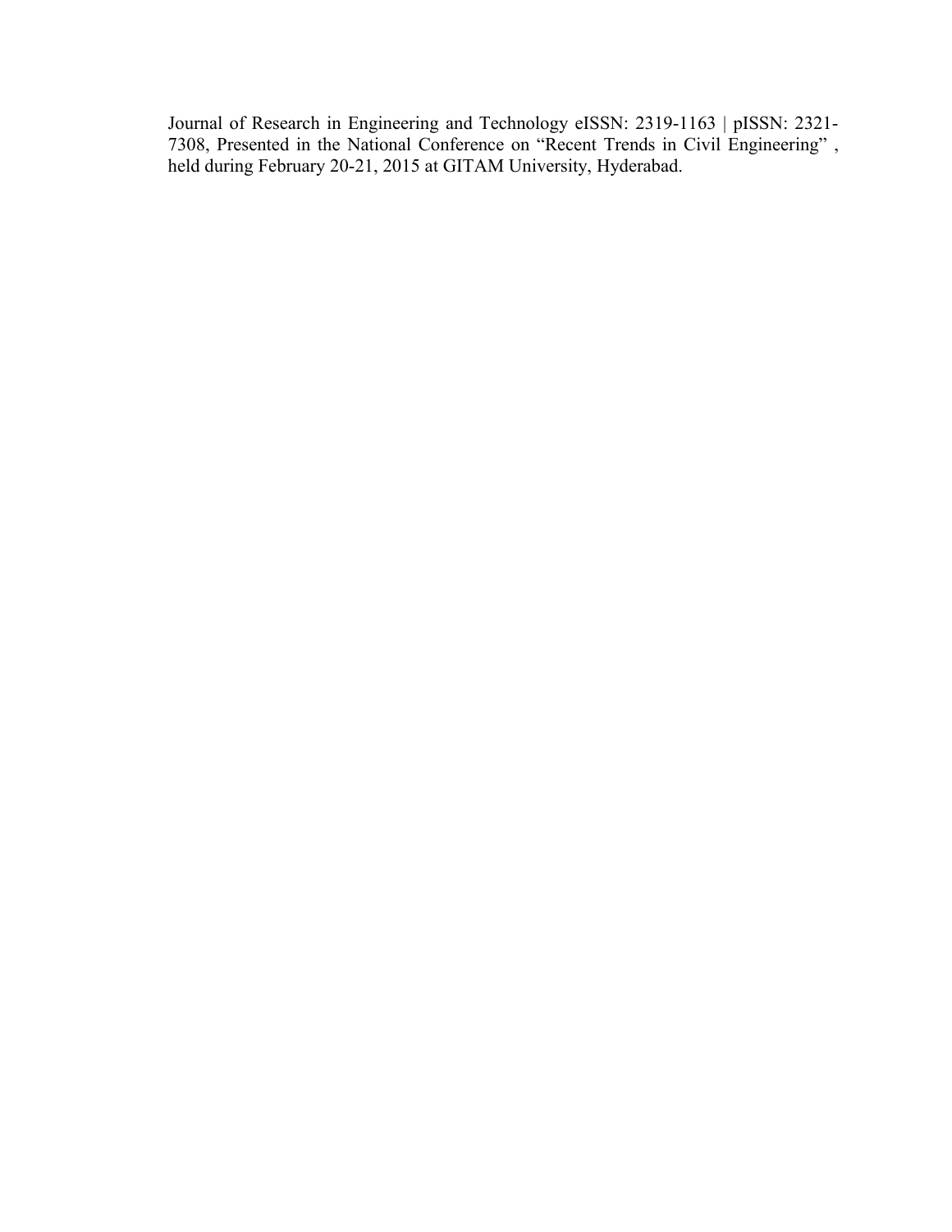Journal of Research in Engineering and Technology eISSN: 2319-1163 | pISSN: 2321-7308, Presented in the National Conference on "Recent Trends in Civil Engineering" , held during February 20-21, 2015 at GITAM University, Hyderabad.